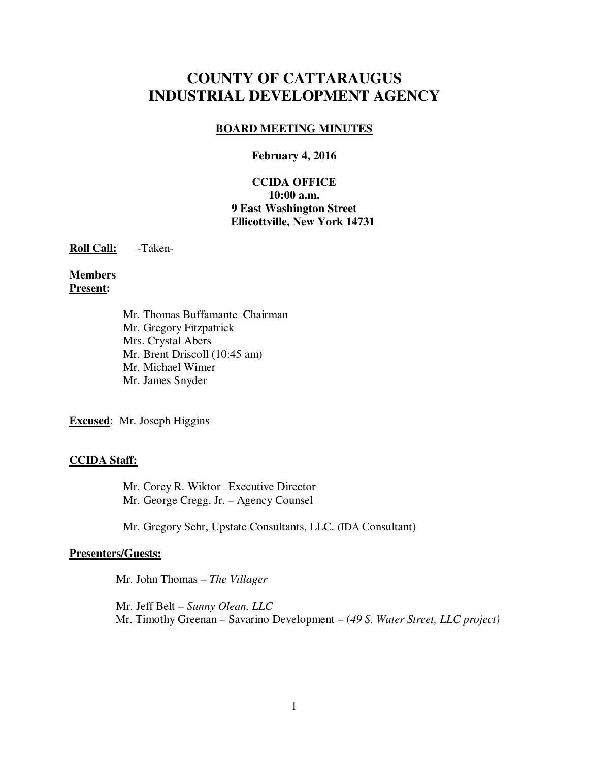# COUNTY OF CATTARAUGUS INDUSTRIAL DEVELOPMENT AGENCY

## BOARD MEETING MINUTES

**February 4, 2016**

**CCIDA OFFICE**
**10:00 a.m.**
**9 East Washington Street**
**Ellicottville, New York 14731**

**Roll Call:** -Taken-

**Members Present:**

Mr. Thomas Buffamante - Chairman
Mr. Gregory Fitzpatrick
Mrs. Crystal Abers
Mr. Brent Driscoll (10:45 am)
Mr. Michael Wimer
Mr. James Snyder

**Excused**: Mr. Joseph Higgins

**CCIDA Staff:**

Mr. Corey R. Wiktor – Executive Director
Mr. George Cregg, Jr. – Agency Counsel

Mr. Gregory Sehr, Upstate Consultants, LLC. (IDA Consultant)

**Presenters/Guests:**

Mr. John Thomas – *The Villager*

Mr. Jeff Belt – *Sunny Olean, LLC*
Mr. Timothy Greenan – Savarino Development – (*49 S. Water Street, LLC project)*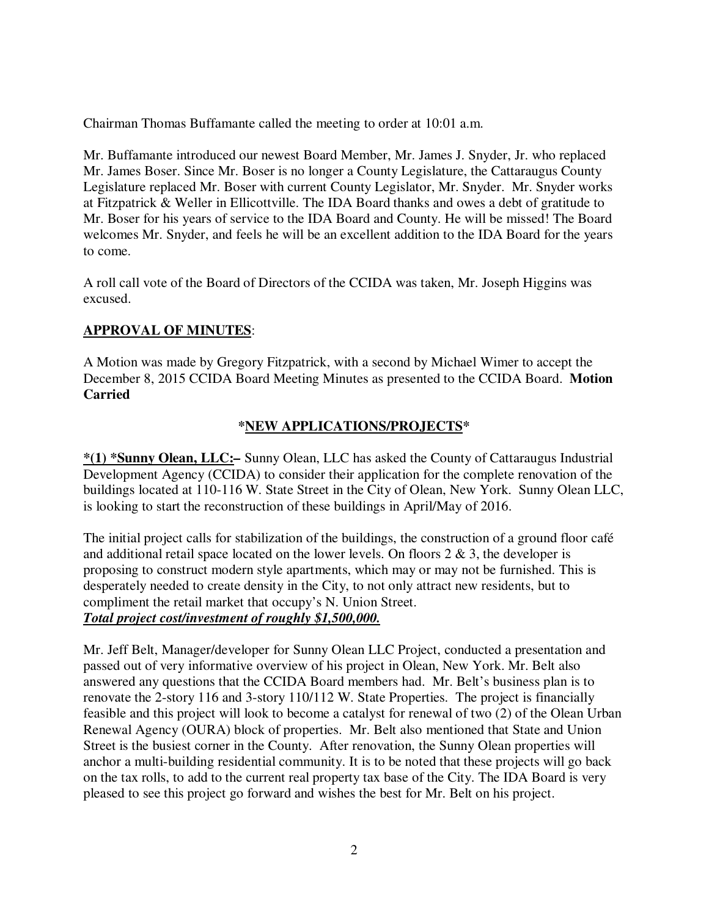Chairman Thomas Buffamante called the meeting to order at 10:01 a.m.

Mr. Buffamante introduced our newest Board Member, Mr. James J. Snyder, Jr. who replaced Mr. James Boser. Since Mr. Boser is no longer a County Legislature, the Cattaraugus County Legislature replaced Mr. Boser with current County Legislator, Mr. Snyder. Mr. Snyder works at Fitzpatrick & Weller in Ellicottville. The IDA Board thanks and owes a debt of gratitude to Mr. Boser for his years of service to the IDA Board and County. He will be missed! The Board welcomes Mr. Snyder, and feels he will be an excellent addition to the IDA Board for the years to come.

A roll call vote of the Board of Directors of the CCIDA was taken, Mr. Joseph Higgins was excused.

**APPROVAL OF MINUTES**:

A Motion was made by Gregory Fitzpatrick, with a second by Michael Wimer to accept the December 8, 2015 CCIDA Board Meeting Minutes as presented to the CCIDA Board. **Motion Carried**

## \*NEW APPLICATIONS/PROJECTS\*

**\*(1) \*Sunny Olean, LLC:–** Sunny Olean, LLC has asked the County of Cattaraugus Industrial Development Agency (CCIDA) to consider their application for the complete renovation of the buildings located at 110-116 W. State Street in the City of Olean, New York. Sunny Olean LLC, is looking to start the reconstruction of these buildings in April/May of 2016.

The initial project calls for stabilization of the buildings, the construction of a ground floor café and additional retail space located on the lower levels. On floors 2 & 3, the developer is proposing to construct modern style apartments, which may or may not be furnished. This is desperately needed to create density in the City, to not only attract new residents, but to compliment the retail market that occupy's N. Union Street.
***Total project cost/investment of roughly $1,500,000.***

Mr. Jeff Belt, Manager/developer for Sunny Olean LLC Project, conducted a presentation and passed out of very informative overview of his project in Olean, New York. Mr. Belt also answered any questions that the CCIDA Board members had. Mr. Belt's business plan is to renovate the 2-story 116 and 3-story 110/112 W. State Properties. The project is financially feasible and this project will look to become a catalyst for renewal of two (2) of the Olean Urban Renewal Agency (OURA) block of properties. Mr. Belt also mentioned that State and Union Street is the busiest corner in the County. After renovation, the Sunny Olean properties will anchor a multi-building residential community. It is to be noted that these projects will go back on the tax rolls, to add to the current real property tax base of the City. The IDA Board is very pleased to see this project go forward and wishes the best for Mr. Belt on his project.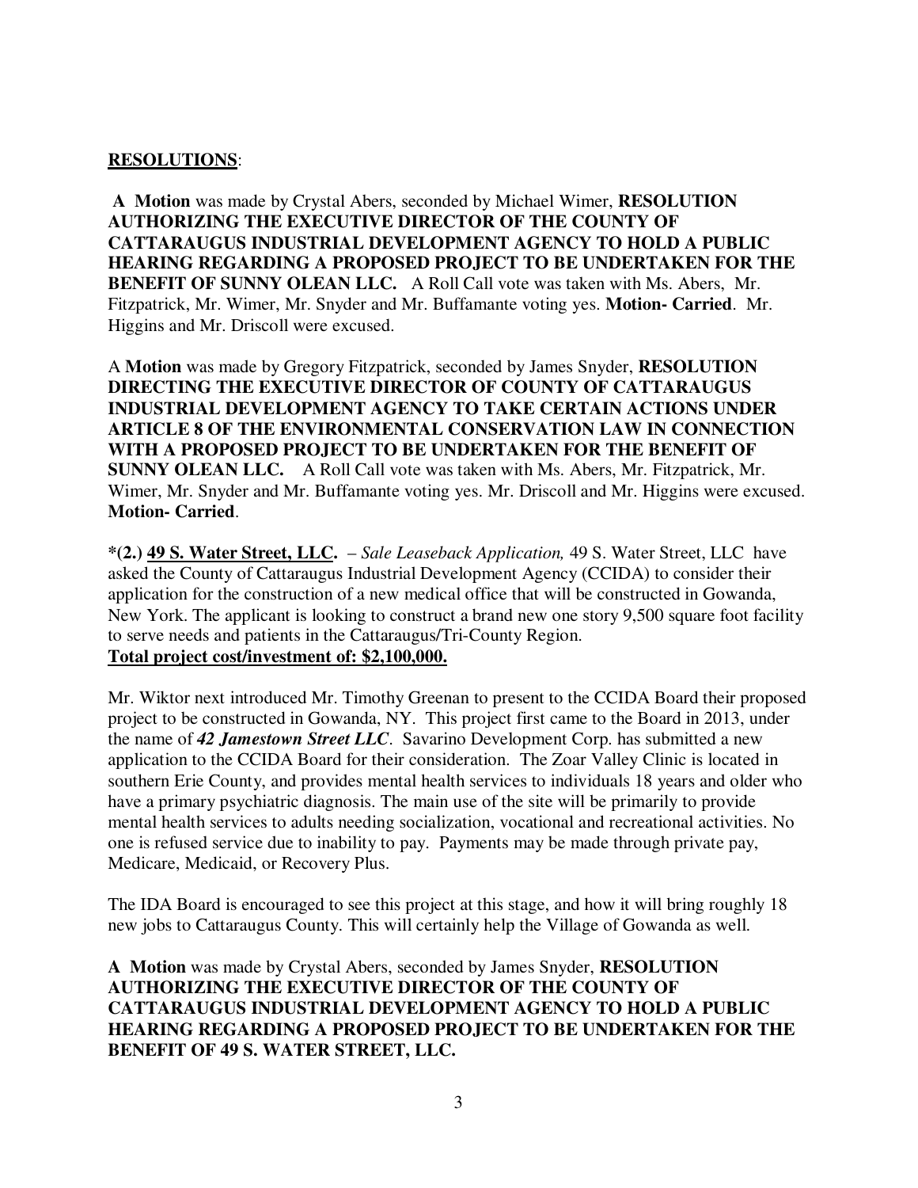**RESOLUTIONS**:

**A Motion** was made by Crystal Abers, seconded by Michael Wimer, **RESOLUTION AUTHORIZING THE EXECUTIVE DIRECTOR OF THE COUNTY OF CATTARAUGUS INDUSTRIAL DEVELOPMENT AGENCY TO HOLD A PUBLIC HEARING REGARDING A PROPOSED PROJECT TO BE UNDERTAKEN FOR THE BENEFIT OF SUNNY OLEAN LLC.** A Roll Call vote was taken with Ms. Abers, Mr. Fitzpatrick, Mr. Wimer, Mr. Snyder and Mr. Buffamante voting yes. **Motion- Carried**. Mr. Higgins and Mr. Driscoll were excused.

A **Motion** was made by Gregory Fitzpatrick, seconded by James Snyder, **RESOLUTION DIRECTING THE EXECUTIVE DIRECTOR OF COUNTY OF CATTARAUGUS INDUSTRIAL DEVELOPMENT AGENCY TO TAKE CERTAIN ACTIONS UNDER ARTICLE 8 OF THE ENVIRONMENTAL CONSERVATION LAW IN CONNECTION WITH A PROPOSED PROJECT TO BE UNDERTAKEN FOR THE BENEFIT OF SUNNY OLEAN LLC.** A Roll Call vote was taken with Ms. Abers, Mr. Fitzpatrick, Mr. Wimer, Mr. Snyder and Mr. Buffamante voting yes. Mr. Driscoll and Mr. Higgins were excused. **Motion- Carried**.

***(2.) 49 S. Water Street, LLC.** – *Sale Leaseback Application,* 49 S. Water Street, LLC have asked the County of Cattaraugus Industrial Development Agency (CCIDA) to consider their application for the construction of a new medical office that will be constructed in Gowanda, New York. The applicant is looking to construct a brand new one story 9,500 square foot facility to serve needs and patients in the Cattaraugus/Tri-County Region.
**Total project cost/investment of: $2,100,000.**

Mr. Wiktor next introduced Mr. Timothy Greenan to present to the CCIDA Board their proposed project to be constructed in Gowanda, NY. This project first came to the Board in 2013, under the name of ***42 Jamestown Street LLC***. Savarino Development Corp. has submitted a new application to the CCIDA Board for their consideration. The Zoar Valley Clinic is located in southern Erie County, and provides mental health services to individuals 18 years and older who have a primary psychiatric diagnosis. The main use of the site will be primarily to provide mental health services to adults needing socialization, vocational and recreational activities. No one is refused service due to inability to pay. Payments may be made through private pay, Medicare, Medicaid, or Recovery Plus.

The IDA Board is encouraged to see this project at this stage, and how it will bring roughly 18 new jobs to Cattaraugus County. This will certainly help the Village of Gowanda as well.

**A Motion** was made by Crystal Abers, seconded by James Snyder, **RESOLUTION AUTHORIZING THE EXECUTIVE DIRECTOR OF THE COUNTY OF CATTARAUGUS INDUSTRIAL DEVELOPMENT AGENCY TO HOLD A PUBLIC HEARING REGARDING A PROPOSED PROJECT TO BE UNDERTAKEN FOR THE BENEFIT OF 49 S. WATER STREET, LLC.**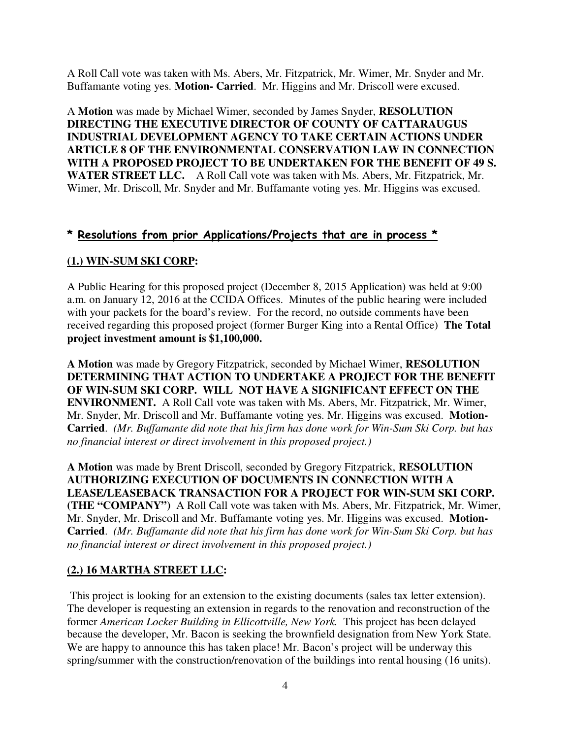A Roll Call vote was taken with Ms. Abers, Mr. Fitzpatrick, Mr. Wimer, Mr. Snyder and Mr. Buffamante voting yes. **Motion- Carried**. Mr. Higgins and Mr. Driscoll were excused.

A **Motion** was made by Michael Wimer, seconded by James Snyder, **RESOLUTION DIRECTING THE EXECUTIVE DIRECTOR OF COUNTY OF CATTARAUGUS INDUSTRIAL DEVELOPMENT AGENCY TO TAKE CERTAIN ACTIONS UNDER ARTICLE 8 OF THE ENVIRONMENTAL CONSERVATION LAW IN CONNECTION WITH A PROPOSED PROJECT TO BE UNDERTAKEN FOR THE BENEFIT OF 49 S. WATER STREET LLC.** A Roll Call vote was taken with Ms. Abers, Mr. Fitzpatrick, Mr. Wimer, Mr. Driscoll, Mr. Snyder and Mr. Buffamante voting yes. Mr. Higgins was excused.

## * Resolutions from prior Applications/Projects that are in process *

### (1.) WIN-SUM SKI CORP:

A Public Hearing for this proposed project (December 8, 2015 Application) was held at 9:00 a.m. on January 12, 2016 at the CCIDA Offices. Minutes of the public hearing were included with your packets for the board's review. For the record, no outside comments have been received regarding this proposed project (former Burger King into a Rental Office) **The Total project investment amount is $1,100,000.**

**A Motion** was made by Gregory Fitzpatrick, seconded by Michael Wimer, **RESOLUTION DETERMINING THAT ACTION TO UNDERTAKE A PROJECT FOR THE BENEFIT OF WIN-SUM SKI CORP. WILL NOT HAVE A SIGNIFICANT EFFECT ON THE ENVIRONMENT.** A Roll Call vote was taken with Ms. Abers, Mr. Fitzpatrick, Mr. Wimer, Mr. Snyder, Mr. Driscoll and Mr. Buffamante voting yes. Mr. Higgins was excused. **Motion- Carried**. *(Mr. Buffamante did note that his firm has done work for Win-Sum Ski Corp. but has no financial interest or direct involvement in this proposed project.)*

**A Motion** was made by Brent Driscoll, seconded by Gregory Fitzpatrick, **RESOLUTION AUTHORIZING EXECUTION OF DOCUMENTS IN CONNECTION WITH A LEASE/LEASEBACK TRANSACTION FOR A PROJECT FOR WIN-SUM SKI CORP. (THE "COMPANY")** A Roll Call vote was taken with Ms. Abers, Mr. Fitzpatrick, Mr. Wimer, Mr. Snyder, Mr. Driscoll and Mr. Buffamante voting yes. Mr. Higgins was excused. **Motion- Carried**. *(Mr. Buffamante did note that his firm has done work for Win-Sum Ski Corp. but has no financial interest or direct involvement in this proposed project.)*

### (2.) 16 MARTHA STREET LLC:

This project is looking for an extension to the existing documents (sales tax letter extension). The developer is requesting an extension in regards to the renovation and reconstruction of the former *American Locker Building in Ellicottville, New York.* This project has been delayed because the developer, Mr. Bacon is seeking the brownfield designation from New York State. We are happy to announce this has taken place! Mr. Bacon's project will be underway this spring/summer with the construction/renovation of the buildings into rental housing (16 units).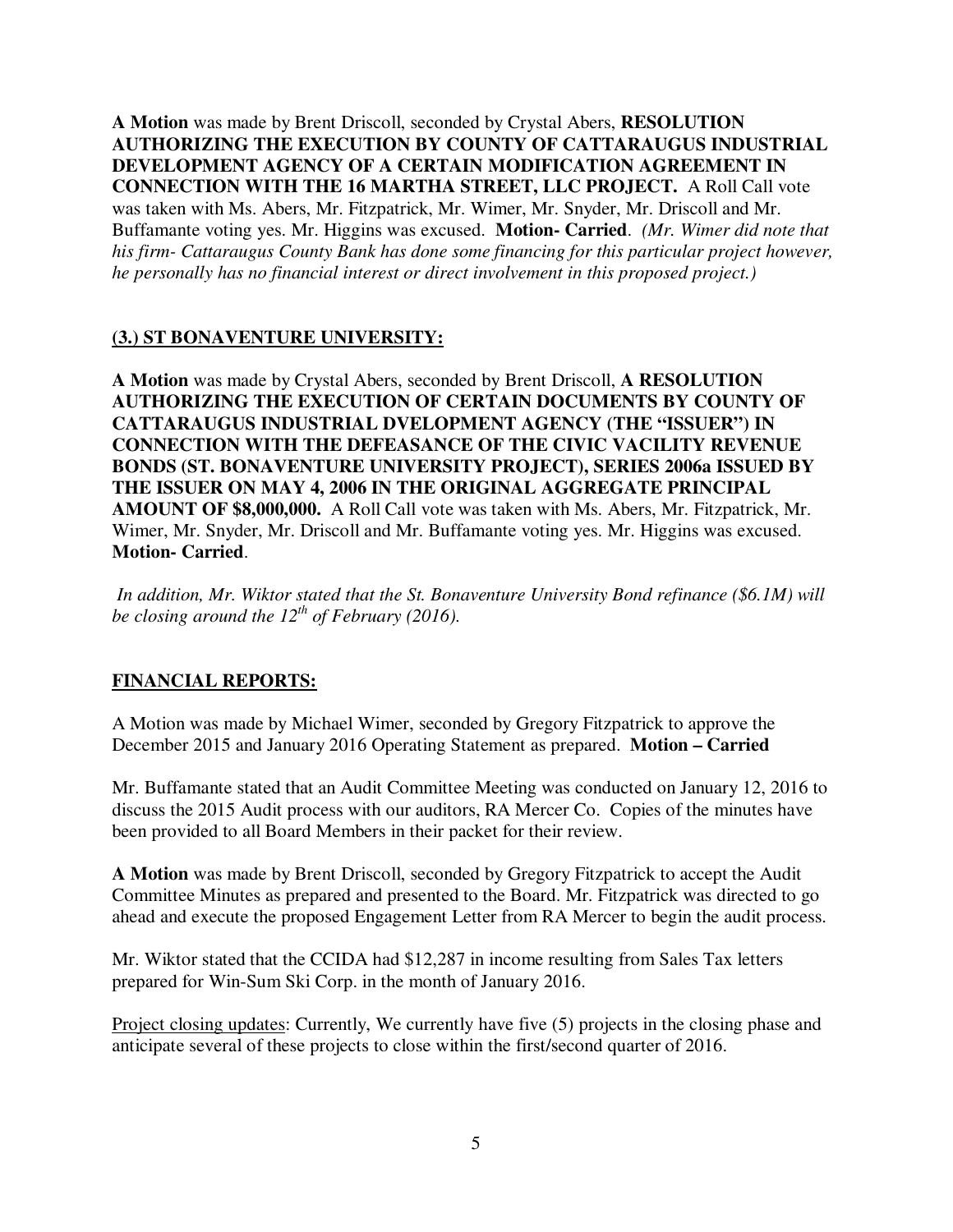**A Motion** was made by Brent Driscoll, seconded by Crystal Abers, **RESOLUTION AUTHORIZING THE EXECUTION BY COUNTY OF CATTARAUGUS INDUSTRIAL DEVELOPMENT AGENCY OF A CERTAIN MODIFICATION AGREEMENT IN CONNECTION WITH THE 16 MARTHA STREET, LLC PROJECT.** A Roll Call vote was taken with Ms. Abers, Mr. Fitzpatrick, Mr. Wimer, Mr. Snyder, Mr. Driscoll and Mr. Buffamante voting yes. Mr. Higgins was excused. **Motion- Carried**. *(Mr. Wimer did note that his firm- Cattaraugus County Bank has done some financing for this particular project however, he personally has no financial interest or direct involvement in this proposed project.)*

**(3.) ST BONAVENTURE UNIVERSITY:**

**A Motion** was made by Crystal Abers, seconded by Brent Driscoll, **A RESOLUTION AUTHORIZING THE EXECUTION OF CERTAIN DOCUMENTS BY COUNTY OF CATTARAUGUS INDUSTRIAL DVELOPMENT AGENCY (THE "ISSUER") IN CONNECTION WITH THE DEFEASANCE OF THE CIVIC VACILITY REVENUE BONDS (ST. BONAVENTURE UNIVERSITY PROJECT), SERIES 2006a ISSUED BY THE ISSUER ON MAY 4, 2006 IN THE ORIGINAL AGGREGATE PRINCIPAL AMOUNT OF $8,000,000.** A Roll Call vote was taken with Ms. Abers, Mr. Fitzpatrick, Mr. Wimer, Mr. Snyder, Mr. Driscoll and Mr. Buffamante voting yes. Mr. Higgins was excused. **Motion- Carried**.

*In addition, Mr. Wiktor stated that the St. Bonaventure University Bond refinance ($6.1M) will be closing around the 12th of February (2016).*

**FINANCIAL REPORTS:**

A Motion was made by Michael Wimer, seconded by Gregory Fitzpatrick to approve the December 2015 and January 2016 Operating Statement as prepared. **Motion – Carried**

Mr. Buffamante stated that an Audit Committee Meeting was conducted on January 12, 2016 to discuss the 2015 Audit process with our auditors, RA Mercer Co. Copies of the minutes have been provided to all Board Members in their packet for their review.

**A Motion** was made by Brent Driscoll, seconded by Gregory Fitzpatrick to accept the Audit Committee Minutes as prepared and presented to the Board. Mr. Fitzpatrick was directed to go ahead and execute the proposed Engagement Letter from RA Mercer to begin the audit process.

Mr. Wiktor stated that the CCIDA had $12,287 in income resulting from Sales Tax letters prepared for Win-Sum Ski Corp. in the month of January 2016.

Project closing updates: Currently, We currently have five (5) projects in the closing phase and anticipate several of these projects to close within the first/second quarter of 2016.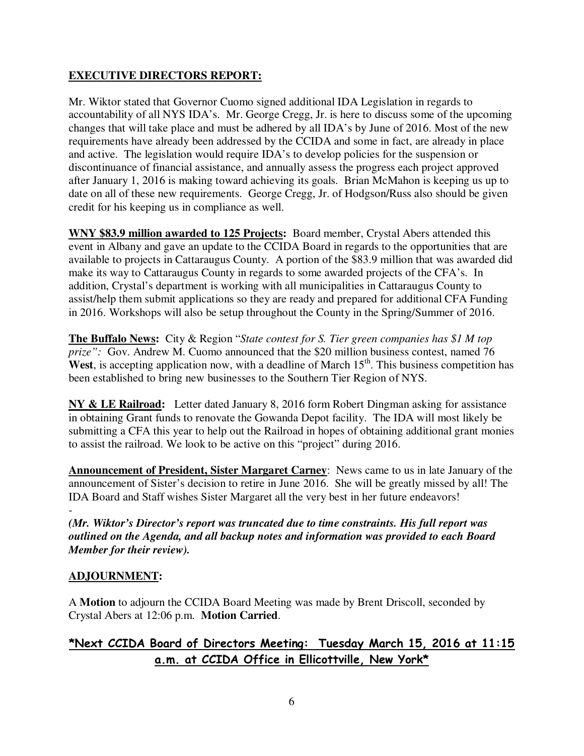**EXECUTIVE DIRECTORS REPORT:**

Mr. Wiktor stated that Governor Cuomo signed additional IDA Legislation in regards to accountability of all NYS IDA's. Mr. George Cregg, Jr. is here to discuss some of the upcoming changes that will take place and must be adhered by all IDA's by June of 2016. Most of the new requirements have already been addressed by the CCIDA and some in fact, are already in place and active. The legislation would require IDA's to develop policies for the suspension or discontinuance of financial assistance, and annually assess the progress each project approved after January 1, 2016 is making toward achieving its goals. Brian McMahon is keeping us up to date on all of these new requirements. George Cregg, Jr. of Hodgson/Russ also should be given credit for his keeping us in compliance as well.

**WNY $83.9 million awarded to 125 Projects:** Board member, Crystal Abers attended this event in Albany and gave an update to the CCIDA Board in regards to the opportunities that are available to projects in Cattaraugus County. A portion of the $83.9 million that was awarded did make its way to Cattaraugus County in regards to some awarded projects of the CFA's. In addition, Crystal's department is working with all municipalities in Cattaraugus County to assist/help them submit applications so they are ready and prepared for additional CFA Funding in 2016. Workshops will also be setup throughout the County in the Spring/Summer of 2016.

**The Buffalo News:** City & Region "*State contest for S. Tier green companies has $1 M top prize":* Gov. Andrew M. Cuomo announced that the $20 million business contest, named 76 **West**, is accepting application now, with a deadline of March 15th. This business competition has been established to bring new businesses to the Southern Tier Region of NYS.

**NY & LE Railroad:** Letter dated January 8, 2016 form Robert Dingman asking for assistance in obtaining Grant funds to renovate the Gowanda Depot facility. The IDA will most likely be submitting a CFA this year to help out the Railroad in hopes of obtaining additional grant monies to assist the railroad. We look to be active on this "project" during 2016.

**Announcement of President, Sister Margaret Carney**: News came to us in late January of the announcement of Sister's decision to retire in June 2016. She will be greatly missed by all! The IDA Board and Staff wishes Sister Margaret all the very best in her future endeavors!

-

***(Mr. Wiktor's Director's report was truncated due to time constraints. His full report was outlined on the Agenda, and all backup notes and information was provided to each Board Member for their review).***

**ADJOURNMENT:**

A **Motion** to adjourn the CCIDA Board Meeting was made by Brent Driscoll, seconded by Crystal Abers at 12:06 p.m. **Motion Carried**.

**\*Next CCIDA Board of Directors Meeting: Tuesday March 15, 2016 at 11:15 a.m. at CCIDA Office in Ellicottville, New York\***